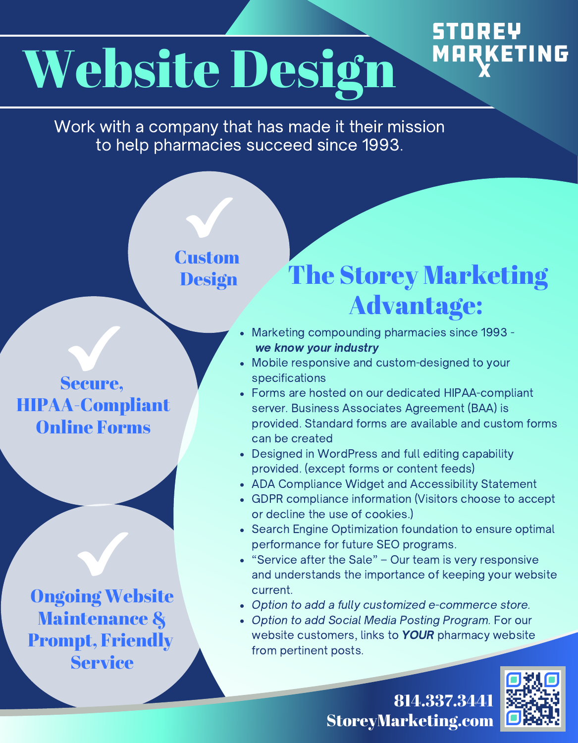# Website Design

STOREY MARKETING

Work with a company that has made it their mission to help pharmacies succeed since 1993.

**Custom Design**

**Secure, HIPAA-Compliant Online Forms**

**Ongoing Website Maintenance & Prompt, Friendly Service**

## The Storey Marketing Advantage:

- Marketing compounding pharmacies since 1993 - ***we know your industry***
- Mobile responsive and custom-designed to your specifications
- Forms are hosted on our dedicated HIPAA-compliant server. Business Associates Agreement (BAA) is provided. Standard forms are available and custom forms can be created
- Designed in WordPress and full editing capability provided. (except forms or content feeds)
- ADA Compliance Widget and Accessibility Statement
- GDPR compliance information (Visitors choose to accept or decline the use of cookies.)
- Search Engine Optimization foundation to ensure optimal performance for future SEO programs.
- "Service after the Sale" – Our team is very responsive and understands the importance of keeping your website current.
- *Option to add a fully customized e-commerce store.*
- *Option to add Social Media Posting Program.* For our website customers, links to ***YOUR*** pharmacy website from pertinent posts.

**814.337.3441**
**StoreyMarketing.com**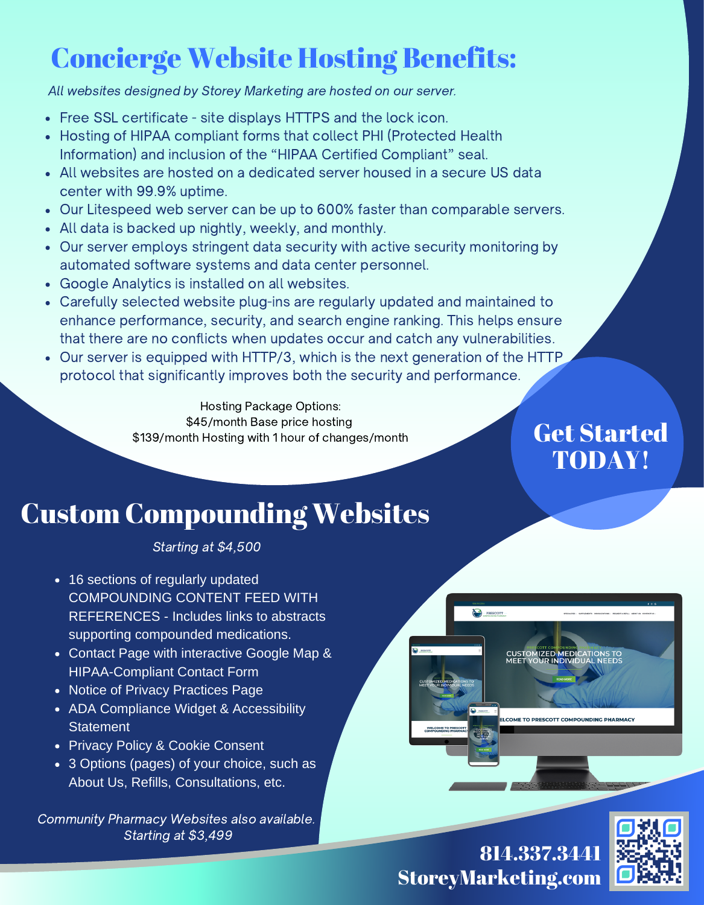# Concierge Website Hosting Benefits:

*All websites designed by Storey Marketing are hosted on our server.*

- Free SSL certificate - site displays HTTPS and the lock icon.
- Hosting of HIPAA compliant forms that collect PHI (Protected Health Information) and inclusion of the "HIPAA Certified Compliant" seal.
- All websites are hosted on a dedicated server housed in a secure US data center with 99.9% uptime.
- Our Litespeed web server can be up to 600% faster than comparable servers.
- All data is backed up nightly, weekly, and monthly.
- Our server employs stringent data security with active security monitoring by automated software systems and data center personnel.
- Google Analytics is installed on all websites.
- Carefully selected website plug-ins are regularly updated and maintained to enhance performance, security, and search engine ranking. This helps ensure that there are no conflicts when updates occur and catch any vulnerabilities.
- Our server is equipped with HTTP/3, which is the next generation of the HTTP protocol that significantly improves both the security and performance.

Hosting Package Options:
$45/month Base price hosting
$139/month Hosting with 1 hour of changes/month

**Get Started TODAY!**

# Custom Compounding Websites

*Starting at $4,500*

- 16 sections of regularly updated COMPOUNDING CONTENT FEED WITH REFERENCES - Includes links to abstracts supporting compounded medications.
- Contact Page with interactive Google Map & HIPAA-Compliant Contact Form
- Notice of Privacy Practices Page
- ADA Compliance Widget & Accessibility Statement
- Privacy Policy & Cookie Consent
- 3 Options (pages) of your choice, such as About Us, Refills, Consultations, etc.

*Community Pharmacy Websites also available. Starting at $3,499*

**814.337.3441**
**StoreyMarketing.com**